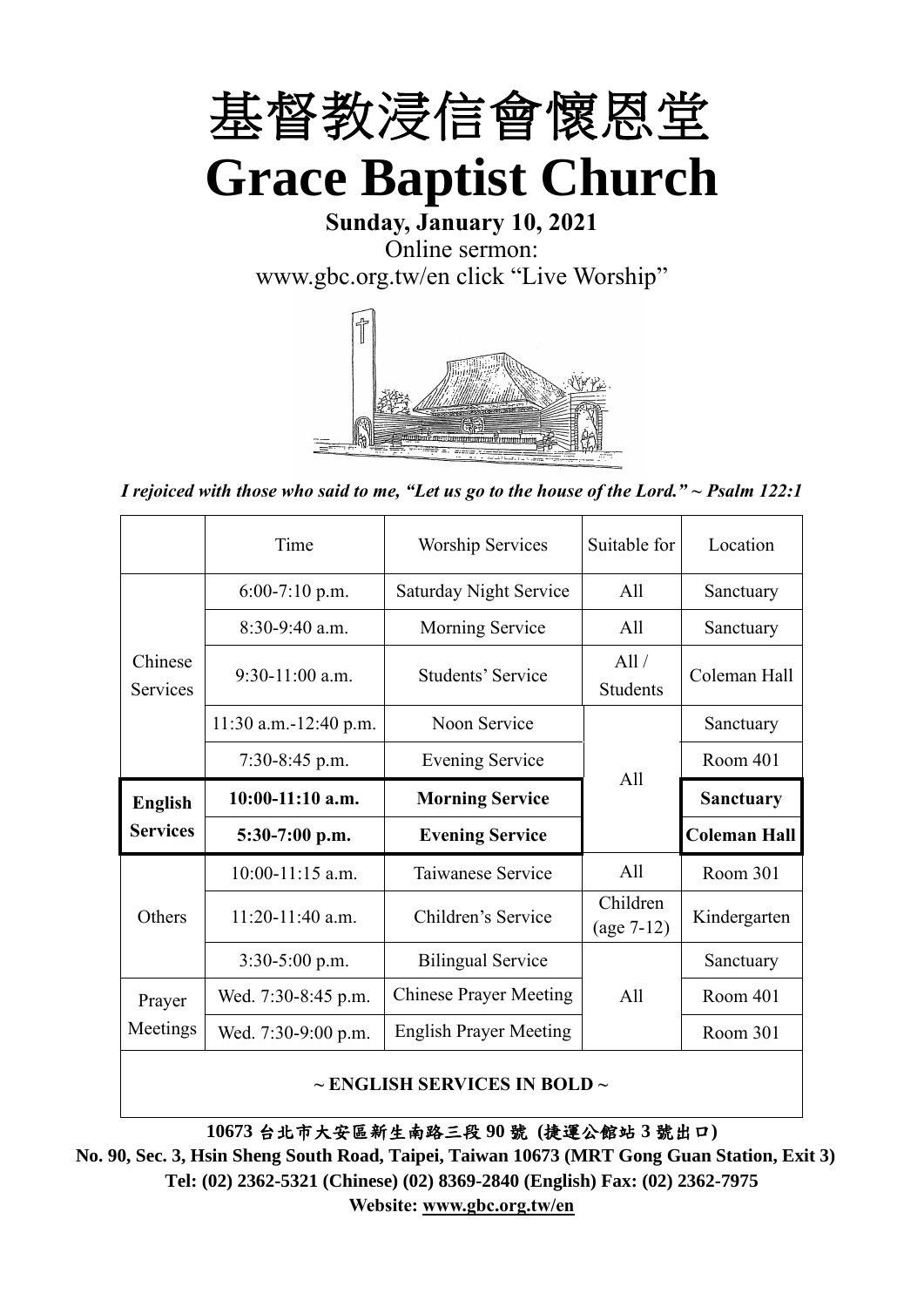# 基督教浸信會懷恩堂
# Grace Baptist Church

**Sunday, January 10, 2021**

Online sermon:
www.gbc.org.tw/en click "Live Worship"

*I rejoiced with those who said to me, "Let us go to the house of the Lord." ~ Psalm 122:1*

| | Time | Worship Services | Suitable for | Location |
|---|---|---|---|---|
| Chinese Services | 6:00-7:10 p.m. | Saturday Night Service | All | Sanctuary |
| | 8:30-9:40 a.m. | Morning Service | All | Sanctuary |
| | 9:30-11:00 a.m. | Students' Service | All / Students | Coleman Hall |
| | 11:30 a.m.-12:40 p.m. | Noon Service | All | Sanctuary |
| | 7:30-8:45 p.m. | Evening Service | | Room 401 |
| **English Services** | **10:00-11:10 a.m.** | **Morning Service** | | **Sanctuary** |
| | **5:30-7:00 p.m.** | **Evening Service** | | **Coleman Hall** |
| Others | 10:00-11:15 a.m. | Taiwanese Service | All | Room 301 |
| | 11:20-11:40 a.m. | Children's Service | Children (age 7-12) | Kindergarten |
| | 3:30-5:00 p.m. | Bilingual Service | All | Sanctuary |
| Prayer Meetings | Wed. 7:30-8:45 p.m. | Chinese Prayer Meeting | | Room 401 |
| | Wed. 7:30-9:00 p.m. | English Prayer Meeting | | Room 301 |

**~ ENGLISH SERVICES IN BOLD ~**

**10673 台北市大安區新生南路三段 90 號 (捷運公館站 3 號出口)**

**No. 90, Sec. 3, Hsin Sheng South Road, Taipei, Taiwan 10673 (MRT Gong Guan Station, Exit 3)**

**Tel: (02) 2362-5321 (Chinese) (02) 8369-2840 (English) Fax: (02) 2362-7975**

**Website: www.gbc.org.tw/en**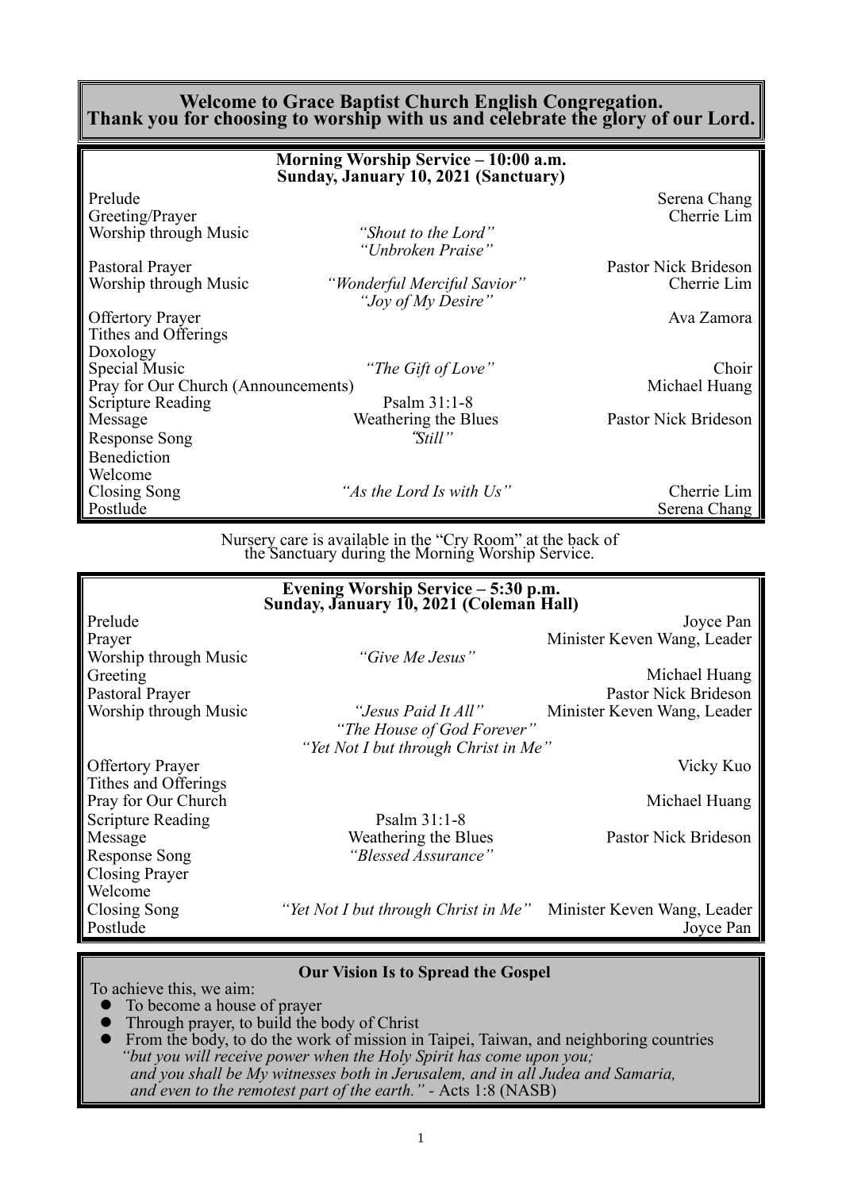# Welcome to Grace Baptist Church English Congregation.
# Thank you for choosing to worship with us and celebrate the glory of our Lord.

## Morning Worship Service – 10:00 a.m.
**Sunday, January 10, 2021 (Sanctuary)**

| | | |
|---|---|---|
| Prelude | | Serena Chang |
| Greeting/Prayer | | Cherrie Lim |
| Worship through Music | *"Shout to the Lord"* | |
| | *"Unbroken Praise"* | |
| Pastoral Prayer | | Pastor Nick Brideson |
| Worship through Music | *"Wonderful Merciful Savior"* | Cherrie Lim |
| | *"Joy of My Desire"* | |
| Offertory Prayer | | Ava Zamora |
| Tithes and Offerings | | |
| Doxology | | |
| Special Music | *"The Gift of Love"* | Choir |
| Pray for Our Church (Announcements) | | Michael Huang |
| Scripture Reading | Psalm 31:1-8 | |
| Message | Weathering the Blues | Pastor Nick Brideson |
| Response Song | *"Still"* | |
| Benediction | | |
| Welcome | | |
| Closing Song | *"As the Lord Is with Us"* | Cherrie Lim |
| Postlude | | Serena Chang |

Nursery care is available in the "Cry Room" at the back of the Sanctuary during the Morning Worship Service.

## Evening Worship Service – 5:30 p.m.
**Sunday, January 10, 2021 (Coleman Hall)**

| | | |
|---|---|---|
| Prelude | | Joyce Pan |
| Prayer | | Minister Keven Wang, Leader |
| Worship through Music | *"Give Me Jesus"* | |
| Greeting | | Michael Huang |
| Pastoral Prayer | | Pastor Nick Brideson |
| Worship through Music | *"Jesus Paid It All"* | Minister Keven Wang, Leader |
| | *"The House of God Forever"* | |
| | *"Yet Not I but through Christ in Me"* | |
| Offertory Prayer | | Vicky Kuo |
| Tithes and Offerings | | |
| Pray for Our Church | | Michael Huang |
| Scripture Reading | Psalm 31:1-8 | |
| Message | Weathering the Blues | Pastor Nick Brideson |
| Response Song | *"Blessed Assurance"* | |
| Closing Prayer | | |
| Welcome | | |
| Closing Song | *"Yet Not I but through Christ in Me"* | Minister Keven Wang, Leader |
| Postlude | | Joyce Pan |

## Our Vision Is to Spread the Gospel

To achieve this, we aim:

- To become a house of prayer
- Through prayer, to build the body of Christ
- From the body, to do the work of mission in Taipei, Taiwan, and neighboring countries

*"but you will receive power when the Holy Spirit has come upon you; and you shall be My witnesses both in Jerusalem, and in all Judea and Samaria, and even to the remotest part of the earth."* - Acts 1:8 (NASB)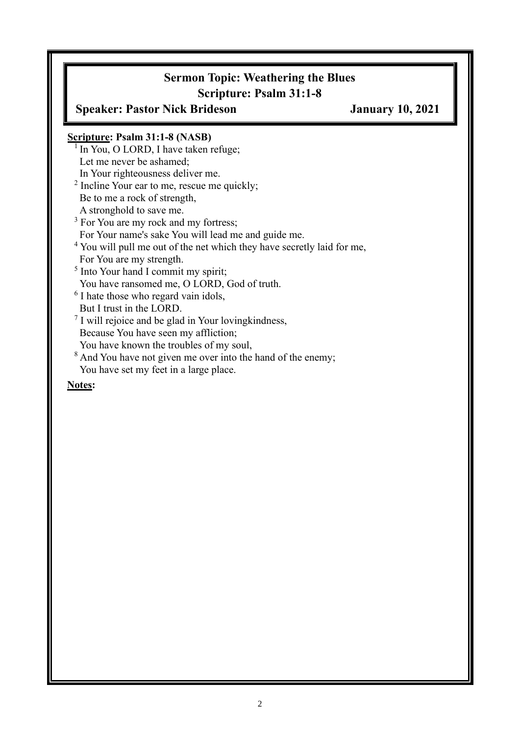**Sermon Topic: Weathering the Blues**

**Scripture: Psalm 31:1-8**

**Speaker: Pastor Nick Brideson** **January 10, 2021**

**Scripture: Psalm 31:1-8 (NASB)**

[1] In You, O LORD, I have taken refuge;
Let me never be ashamed;
In Your righteousness deliver me.
[2] Incline Your ear to me, rescue me quickly;
Be to me a rock of strength,
A stronghold to save me.
[3] For You are my rock and my fortress;
For Your name's sake You will lead me and guide me.
[4] You will pull me out of the net which they have secretly laid for me,
For You are my strength.
[5] Into Your hand I commit my spirit;
You have ransomed me, O LORD, God of truth.
[6] I hate those who regard vain idols,
But I trust in the LORD.
[7] I will rejoice and be glad in Your lovingkindness,
Because You have seen my affliction;
You have known the troubles of my soul,
[8] And You have not given me over into the hand of the enemy;
You have set my feet in a large place.

**Notes:**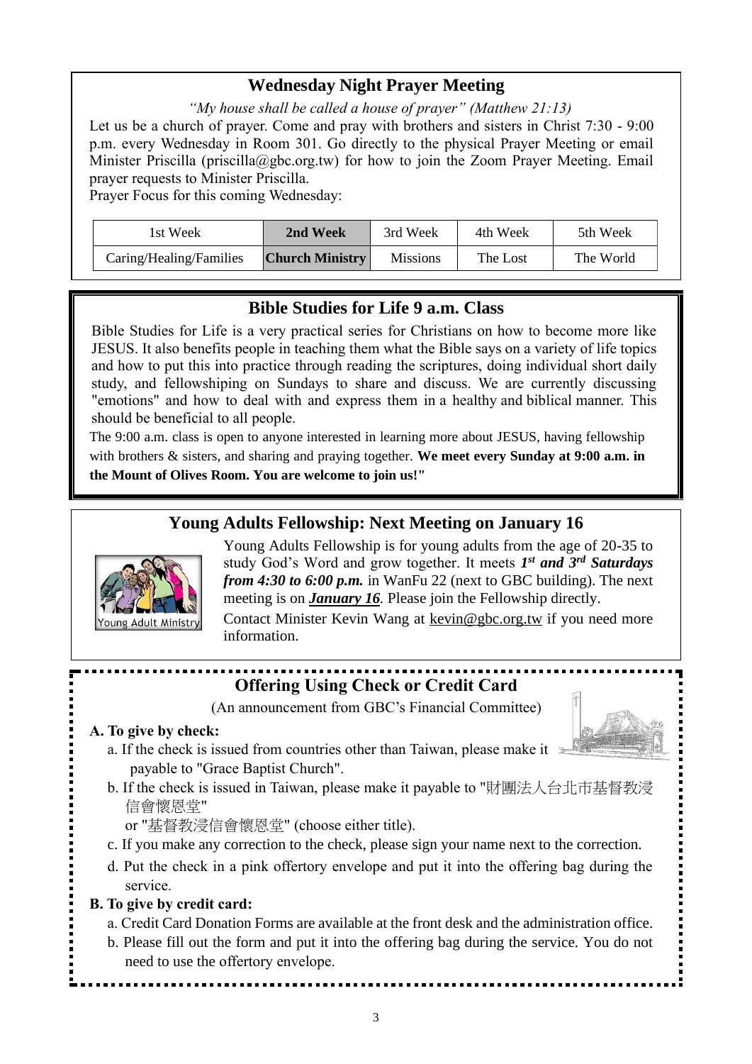## Wednesday Night Prayer Meeting

*"My house shall be called a house of prayer" (Matthew 21:13)*

Let us be a church of prayer. Come and pray with brothers and sisters in Christ 7:30 - 9:00 p.m. every Wednesday in Room 301. Go directly to the physical Prayer Meeting or email Minister Priscilla (priscilla@gbc.org.tw) for how to join the Zoom Prayer Meeting. Email prayer requests to Minister Priscilla.

Prayer Focus for this coming Wednesday:

| 1st Week | **2nd Week** | 3rd Week | 4th Week | 5th Week |
|---|---|---|---|---|
| Caring/Healing/Families | **Church Ministry** | Missions | The Lost | The World |

## Bible Studies for Life 9 a.m. Class

Bible Studies for Life is a very practical series for Christians on how to become more like JESUS. It also benefits people in teaching them what the Bible says on a variety of life topics and how to put this into practice through reading the scriptures, doing individual short daily study, and fellowshiping on Sundays to share and discuss. We are currently discussing "emotions" and how to deal with and express them in a healthy and biblical manner. This should be beneficial to all people.

The 9:00 a.m. class is open to anyone interested in learning more about JESUS, having fellowship with brothers & sisters, and sharing and praying together. **We meet every Sunday at 9:00 a.m. in the Mount of Olives Room. You are welcome to join us!"**

## Young Adults Fellowship: Next Meeting on January 16

Young Adult Ministry

Young Adults Fellowship is for young adults from the age of 20-35 to study God's Word and grow together. It meets ***1st and 3rd Saturdays from 4:30 to 6:00 p.m.*** in WanFu 22 (next to GBC building). The next meeting is on ***January 16***. Please join the Fellowship directly.

Contact Minister Kevin Wang at kevin@gbc.org.tw if you need more information.

## Offering Using Check or Credit Card

(An announcement from GBC's Financial Committee)

**A. To give by check:**

a. If the check is issued from countries other than Taiwan, please make it payable to "Grace Baptist Church".

b. If the check is issued in Taiwan, please make it payable to "財團法人台北市基督教浸信會懷恩堂" or "基督教浸信會懷恩堂" (choose either title).

c. If you make any correction to the check, please sign your name next to the correction.

d. Put the check in a pink offertory envelope and put it into the offering bag during the service.

**B. To give by credit card:**

a. Credit Card Donation Forms are available at the front desk and the administration office.

b. Please fill out the form and put it into the offering bag during the service. You do not need to use the offertory envelope.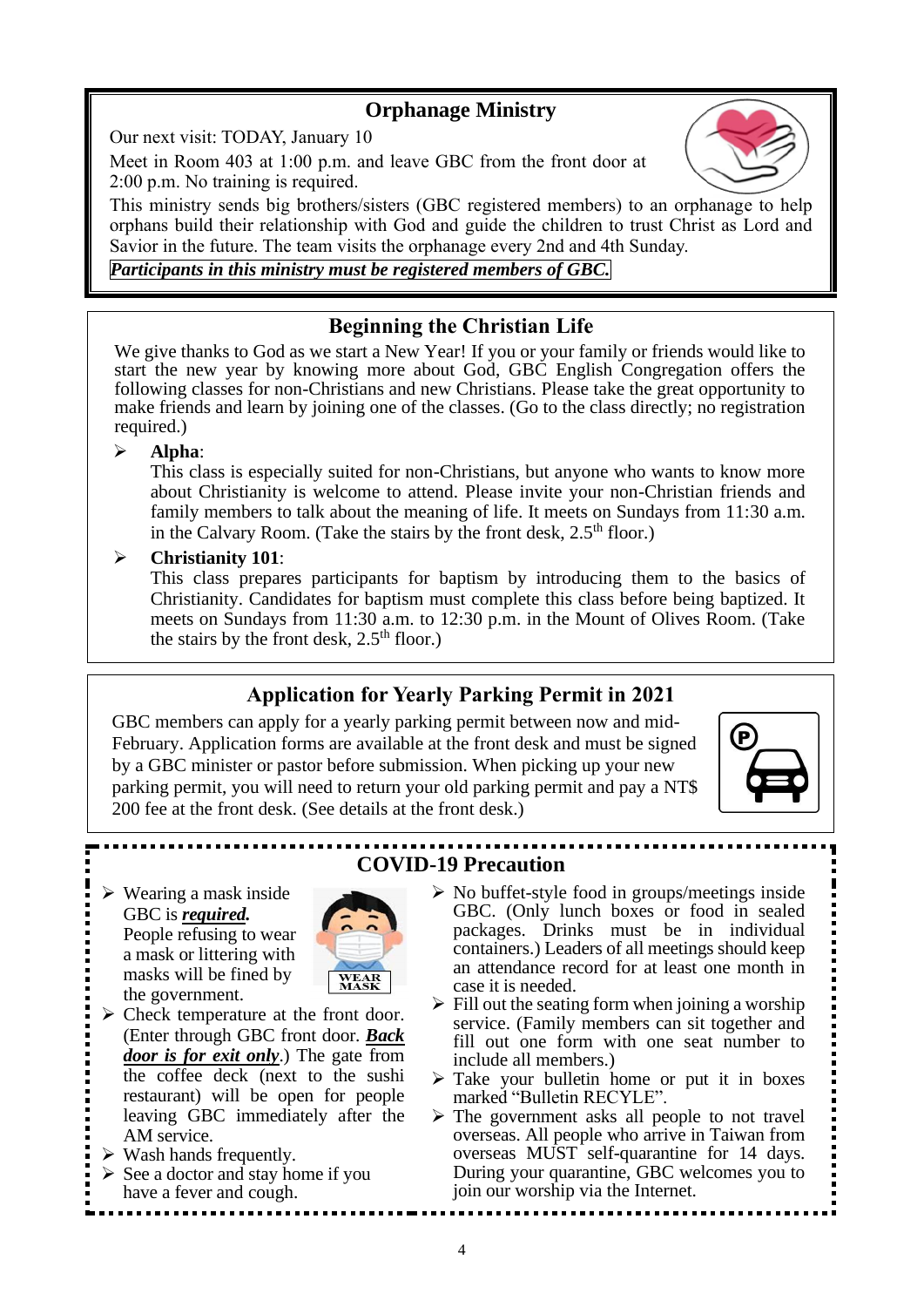## Orphanage Ministry

Our next visit: TODAY, January 10

Meet in Room 403 at 1:00 p.m. and leave GBC from the front door at 2:00 p.m. No training is required.

This ministry sends big brothers/sisters (GBC registered members) to an orphanage to help orphans build their relationship with God and guide the children to trust Christ as Lord and Savior in the future. The team visits the orphanage every 2nd and 4th Sunday.

***Participants in this ministry must be registered members of GBC.***

## Beginning the Christian Life

We give thanks to God as we start a New Year! If you or your family or friends would like to start the new year by knowing more about God, GBC English Congregation offers the following classes for non-Christians and new Christians. Please take the great opportunity to make friends and learn by joining one of the classes. (Go to the class directly; no registration required.)

- **Alpha**:
  This class is especially suited for non-Christians, but anyone who wants to know more about Christianity is welcome to attend. Please invite your non-Christian friends and family members to talk about the meaning of life. It meets on Sundays from 11:30 a.m. in the Calvary Room. (Take the stairs by the front desk, 2.5th floor.)
- **Christianity 101**:
  This class prepares participants for baptism by introducing them to the basics of Christianity. Candidates for baptism must complete this class before being baptized. It meets on Sundays from 11:30 a.m. to 12:30 p.m. in the Mount of Olives Room. (Take the stairs by the front desk, 2.5th floor.)

## Application for Yearly Parking Permit in 2021

GBC members can apply for a yearly parking permit between now and mid-February. Application forms are available at the front desk and must be signed by a GBC minister or pastor before submission. When picking up your new parking permit, you will need to return your old parking permit and pay a NT$ 200 fee at the front desk. (See details at the front desk.)

## COVID-19 Precaution

- Wearing a mask inside GBC is ***required***. People refusing to wear a mask or littering with masks will be fined by the government.
- Check temperature at the front door. (Enter through GBC front door. ***Back door is for exit only***.) The gate from the coffee deck (next to the sushi restaurant) will be open for people leaving GBC immediately after the AM service.
- Wash hands frequently.
- See a doctor and stay home if you have a fever and cough.
- No buffet-style food in groups/meetings inside GBC. (Only lunch boxes or food in sealed packages. Drinks must be in individual containers.) Leaders of all meetings should keep an attendance record for at least one month in case it is needed.
- Fill out the seating form when joining a worship service. (Family members can sit together and fill out one form with one seat number to include all members.)
- Take your bulletin home or put it in boxes marked "Bulletin RECYLE".
- The government asks all people to not travel overseas. All people who arrive in Taiwan from overseas MUST self-quarantine for 14 days. During your quarantine, GBC welcomes you to join our worship via the Internet.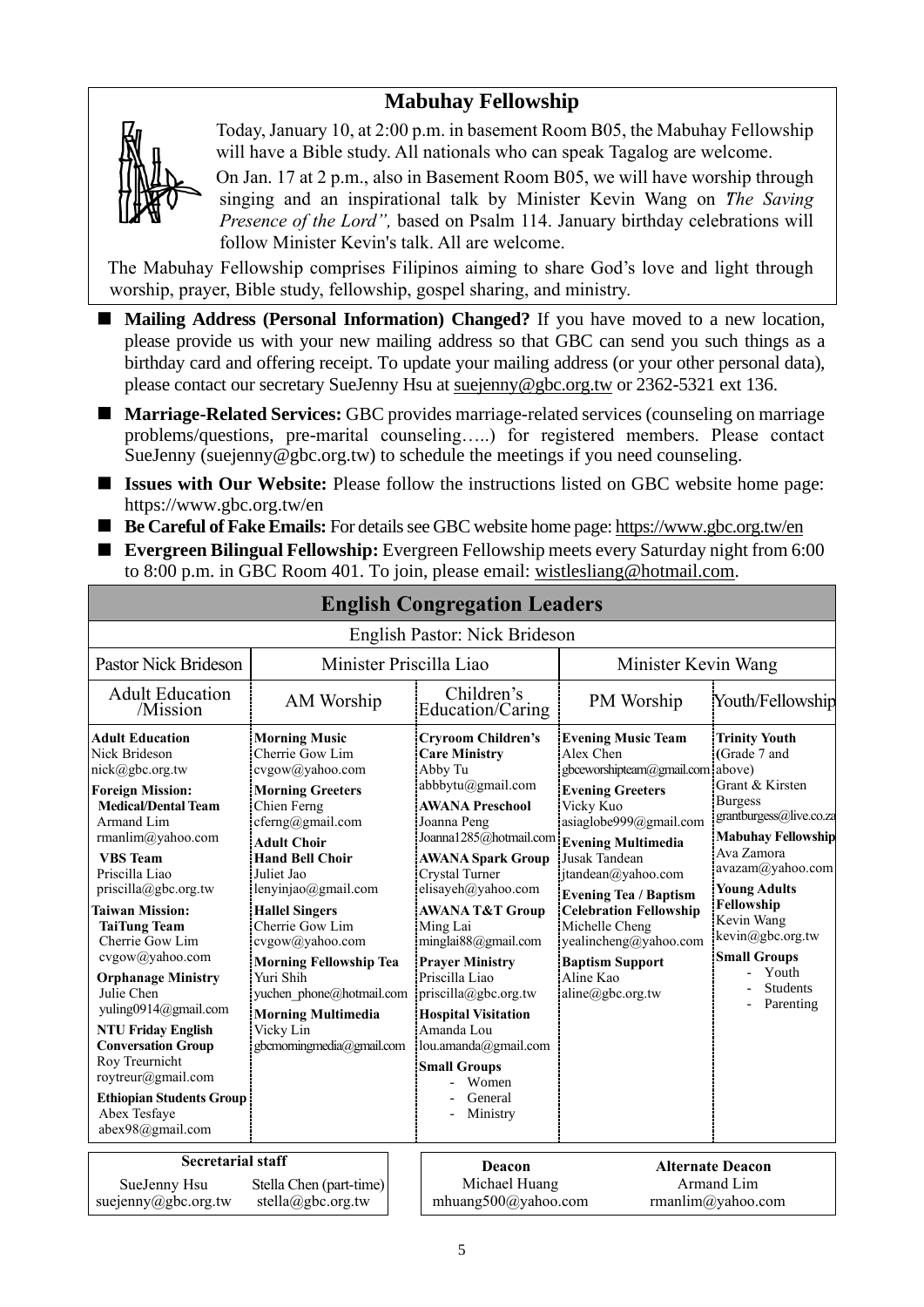## Mabuhay Fellowship

Today, January 10, at 2:00 p.m. in basement Room B05, the Mabuhay Fellowship will have a Bible study. All nationals who can speak Tagalog are welcome.

On Jan. 17 at 2 p.m., also in Basement Room B05, we will have worship through singing and an inspirational talk by Minister Kevin Wang on *The Saving Presence of the Lord",* based on Psalm 114. January birthday celebrations will follow Minister Kevin's talk. All are welcome.

The Mabuhay Fellowship comprises Filipinos aiming to share God's love and light through worship, prayer, Bible study, fellowship, gospel sharing, and ministry.

- **Mailing Address (Personal Information) Changed?** If you have moved to a new location, please provide us with your new mailing address so that GBC can send you such things as a birthday card and offering receipt. To update your mailing address (or your other personal data), please contact our secretary SueJenny Hsu at suejenny@gbc.org.tw or 2362-5321 ext 136.
- **Marriage-Related Services:** GBC provides marriage-related services (counseling on marriage problems/questions, pre-marital counseling…..) for registered members. Please contact SueJenny (suejenny@gbc.org.tw) to schedule the meetings if you need counseling.
- **Issues with Our Website:** Please follow the instructions listed on GBC website home page: https://www.gbc.org.tw/en
- **Be Careful of Fake Emails:** For details see GBC website home page: https://www.gbc.org.tw/en
- **Evergreen Bilingual Fellowship:** Evergreen Fellowship meets every Saturday night from 6:00 to 8:00 p.m. in GBC Room 401. To join, please email: wistlesliang@hotmail.com.

## English Congregation Leaders

English Pastor: Nick Brideson

| Pastor Nick Brideson | Minister Priscilla Liao | | Minister Kevin Wang | |
|---|---|---|---|---|
| Adult Education /Mission | AM Worship | Children's Education/Caring | PM Worship | Youth/Fellowship |
| **Adult Education** Nick Brideson nick@gbc.org.tw<br>**Foreign Mission:**<br>**Medical/Dental Team** Armand Lim rmanlim@yahoo.com<br>**VBS Team** Priscilla Liao priscilla@gbc.org.tw<br>**Taiwan Mission:**<br>**TaiTung Team** Cherrie Gow Lim cvgow@yahoo.com<br>**Orphanage Ministry** Julie Chen yuling0914@gmail.com<br>**NTU Friday English Conversation Group** Roy Treurnicht roytreur@gmail.com<br>**Ethiopian Students Group** Abex Tesfaye abex98@gmail.com | **Morning Music** Cherrie Gow Lim cvgow@yahoo.com<br>**Morning Greeters** Chien Ferng cferng@gmail.com<br>**Adult Choir**<br>**Hand Bell Choir** Juliet Jao lenyinjao@gmail.com<br>**Hallel Singers** Cherrie Gow Lim cvgow@yahoo.com<br>**Morning Fellowship Tea** Yuri Shih yuchen_phone@hotmail.com<br>**Morning Multimedia** Vicky Lin gbcmorningmedia@gmail.com | **Cryroom Children's Care Ministry** Abby Tu abbbytu@gmail.com<br>**AWANA Preschool** Joanna Peng Joanna1285@hotmail.com<br>**AWANA Spark Group** Crystal Turner elisayeh@yahoo.com<br>**AWANA T&T Group** Ming Lai minglai88@gmail.com<br>**Prayer Ministry** Priscilla Liao priscilla@gbc.org.tw<br>**Hospital Visitation** Amanda Lou lou.amanda@gmail.com<br>**Small Groups**<br>- Women<br>- General<br>- Ministry | **Evening Music Team** Alex Chen gbceworshipteam@gmail.com<br>**Evening Greeters** Vicky Kuo asiaglobe999@gmail.com<br>**Evening Multimedia** Jusak Tandean jtandean@yahoo.com<br>**Evening Tea / Baptism Celebration Fellowship** Michelle Cheng yealincheng@yahoo.com<br>**Baptism Support** Aline Kao aline@gbc.org.tw | **Trinity Youth** (Grade 7 and above) Grant & Kirsten Burgess grantburgess@live.co.za<br>**Mabuhay Fellowship** Ava Zamora avazam@yahoo.com<br>**Young Adults Fellowship** Kevin Wang kevin@gbc.org.tw<br>**Small Groups**<br>- Youth<br>- Students<br>- Parenting |

| Secretarial staff | |
|---|---|
| SueJenny Hsu suejenny@gbc.org.tw | Stella Chen (part-time) stella@gbc.org.tw |

| Deacon | Alternate Deacon |
|---|---|
| Michael Huang mhuang500@yahoo.com | Armand Lim rmanlim@yahoo.com |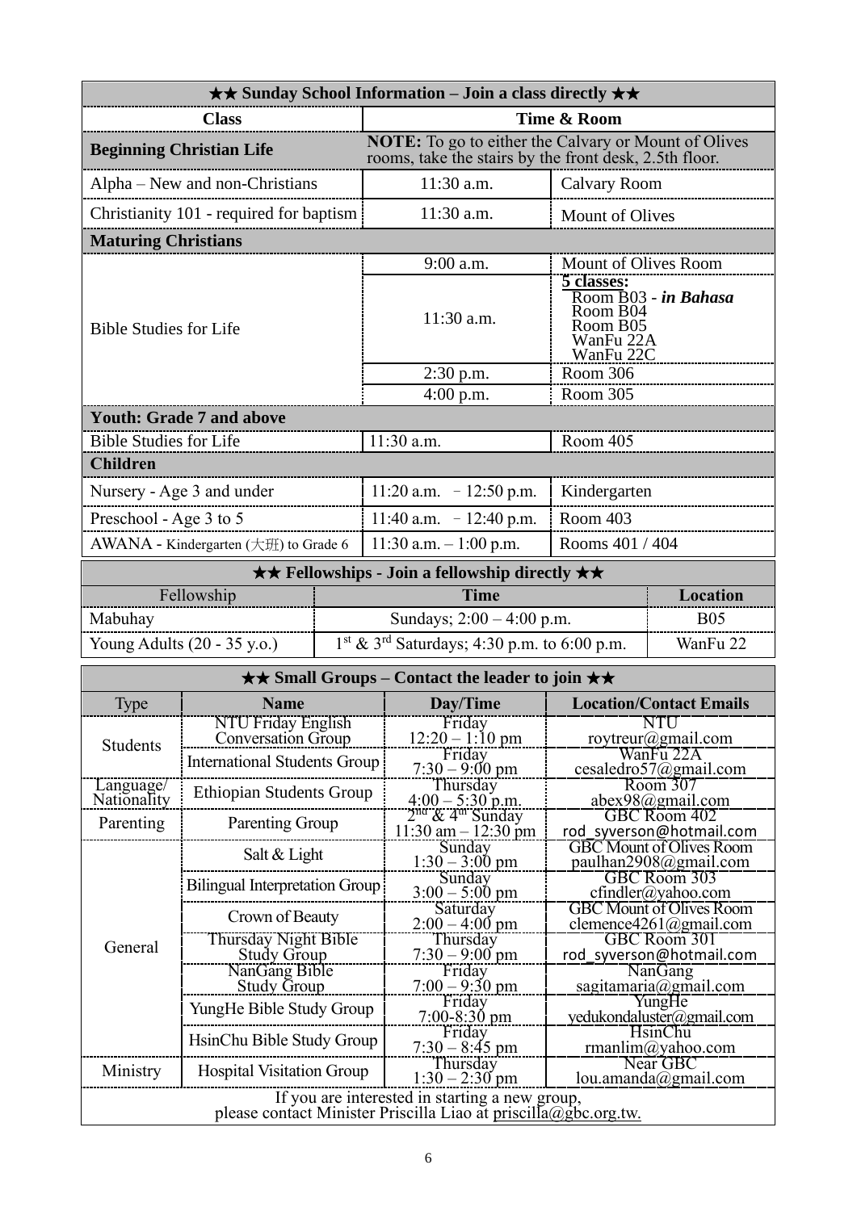| ★★ Sunday School Information – Join a class directly ★★ | | |
|---|---|---|
| **Class** | **Time & Room** | |
| **Beginning Christian Life** | **NOTE:** To go to either the Calvary or Mount of Olives rooms, take the stairs by the front desk, 2.5th floor. | |
| Alpha – New and non-Christians | 11:30 a.m. | Calvary Room |
| Christianity 101 - required for baptism | 11:30 a.m. | Mount of Olives |
| **Maturing Christians** | | |
| Bible Studies for Life | 9:00 a.m. | Mount of Olives Room |
| | 11:30 a.m. | **5 classes:** Room B03 - ***in Bahasa*** Room B04 Room B05 WanFu 22A WanFu 22C |
| | 2:30 p.m. | Room 306 |
| | 4:00 p.m. | Room 305 |
| **Youth: Grade 7 and above** | | |
| Bible Studies for Life | 11:30 a.m. | Room 405 |
| **Children** | | |
| Nursery - Age 3 and under | 11:20 a.m. – 12:50 p.m. | Kindergarten |
| Preschool - Age 3 to 5 | 11:40 a.m. – 12:40 p.m. | Room 403 |
| AWANA - Kindergarten (大班) to Grade 6 | 11:30 a.m. – 1:00 p.m. | Rooms 401 / 404 |

| ★★ Fellowships - Join a fellowship directly ★★ | | |
|---|---|---|
| Fellowship | **Time** | **Location** |
| Mabuhay | Sundays; 2:00 – 4:00 p.m. | B05 |
| Young Adults (20 - 35 y.o.) | 1st & 3rd Saturdays; 4:30 p.m. to 6:00 p.m. | WanFu 22 |

| ★★ Small Groups – Contact the leader to join ★★ | | | |
|---|---|---|---|
| Type | **Name** | **Day/Time** | **Location/Contact Emails** |
| Students | NTU Friday English Conversation Group | Friday 12:20 – 1:10 pm | NTU roytreur@gmail.com |
| | International Students Group | Friday 7:30 – 9:00 pm | WanFu 22A cesaledro57@gmail.com |
| Language/ Nationality | Ethiopian Students Group | Thursday 4:00 – 5:30 p.m. | Room 307 abex98@gmail.com |
| Parenting | Parenting Group | 2nd & 4th Sunday 11:30 am – 12:30 pm | GBC Room 402 rod_syverson@hotmail.com |
| General | Salt & Light | Sunday 1:30 – 3:00 pm | GBC Mount of Olives Room paulhan2908@gmail.com |
| | Bilingual Interpretation Group | Sunday 3:00 – 5:00 pm | GBC Room 303 cfindler@yahoo.com |
| | Crown of Beauty | Saturday 2:00 – 4:00 pm | GBC Mount of Olives Room clemence4261@gmail.com |
| | Thursday Night Bible Study Group | Thursday 7:30 – 9:00 pm | GBC Room 301 rod_syverson@hotmail.com |
| | NanGang Bible Study Group | Friday 7:00 – 9:30 pm | NanGang sagitamaria@gmail.com |
| | YungHe Bible Study Group | Friday 7:00-8:30 pm | YungHe yedukondaluster@gmail.com |
| | HsinChu Bible Study Group | Friday 7:30 – 8:45 pm | HsinChu rmanlim@yahoo.com |
| Ministry | Hospital Visitation Group | Thursday 1:30 – 2:30 pm | Near GBC lou.amanda@gmail.com |
| If you are interested in starting a new group, please contact Minister Priscilla Liao at priscilla@gbc.org.tw. | | | |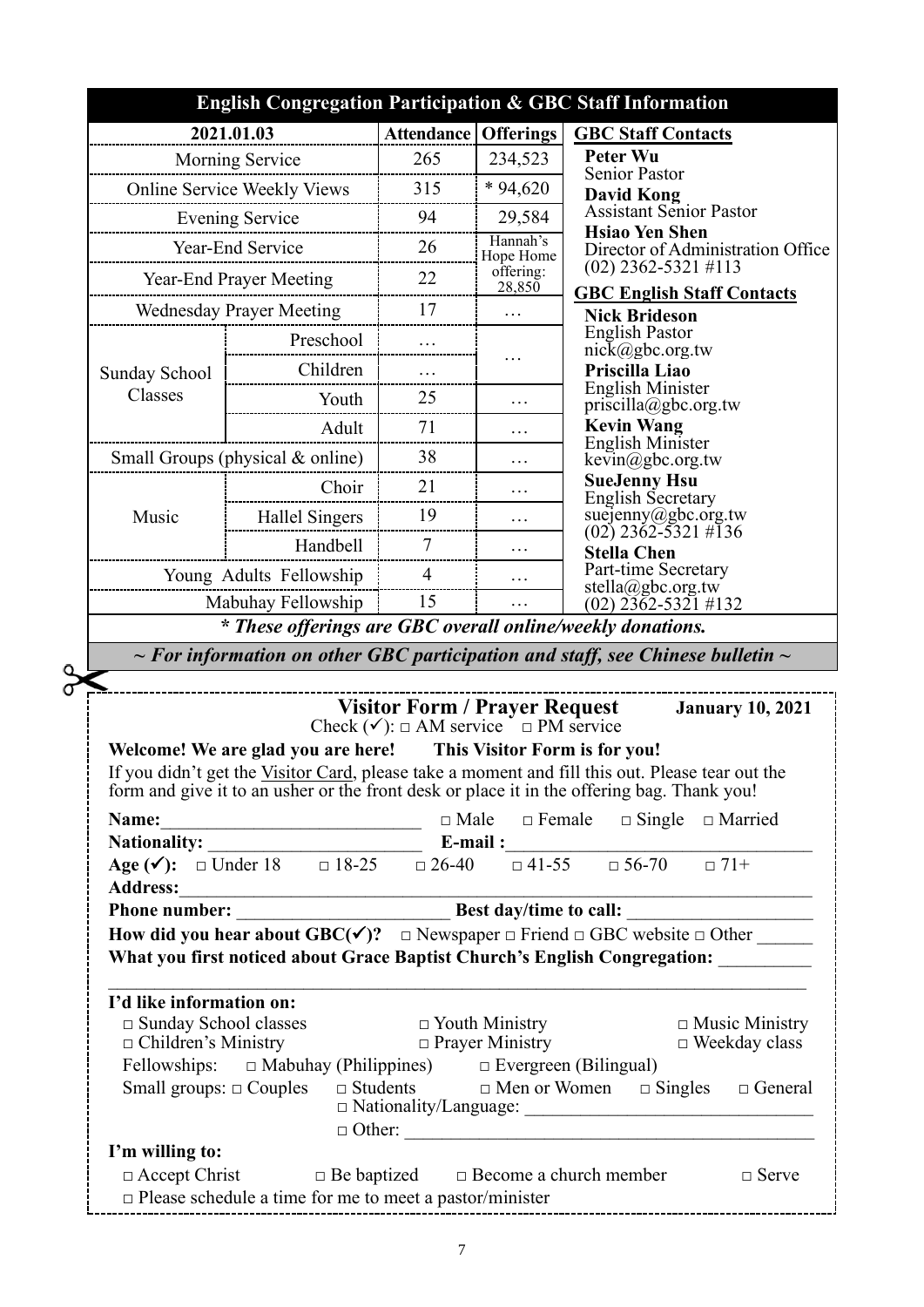## English Congregation Participation & GBC Staff Information

| 2021.01.03 | | Attendance | Offerings |
|---|---|---|---|
| Morning Service | | 265 | 234,523 |
| Online Service Weekly Views | | 315 | * 94,620 |
| Evening Service | | 94 | 29,584 |
| Year-End Service | | 26 | Hannah's Hope Home offering: 28,850 |
| Year-End Prayer Meeting | | 22 | |
| Wednesday Prayer Meeting | | 17 | … |
| Sunday School Classes | Preschool | … | … |
| | Children | … | |
| | Youth | 25 | … |
| | Adult | 71 | … |
| Small Groups (physical & online) | | 38 | … |
| Music | Choir | 21 | … |
| | Hallel Singers | 19 | … |
| | Handbell | 7 | … |
| Young Adults Fellowship | | 4 | … |
| Mabuhay Fellowship | | 15 | … |

**GBC Staff Contacts**

**Peter Wu**
Senior Pastor

**David Kong**
Assistant Senior Pastor

**Hsiao Yen Shen**
Director of Administration Office
(02) 2362-5321 #113

**GBC English Staff Contacts**

**Nick Brideson**
English Pastor
nick@gbc.org.tw

**Priscilla Liao**
English Minister
priscilla@gbc.org.tw

**Kevin Wang**
English Minister
kevin@gbc.org.tw

**SueJenny Hsu**
English Secretary
suejenny@gbc.org.tw
(02) 2362-5321 #136

**Stella Chen**
Part-time Secretary
stella@gbc.org.tw
(02) 2362-5321 #132

***\* These offerings are GBC overall online/weekly donations.***

***~ For information on other GBC participation and staff, see Chinese bulletin ~***

---

### Visitor Form / Prayer Request

**January 10, 2021**

Check (✓): □ AM service □ PM service

**Welcome! We are glad you are here! This Visitor Form is for you!**

If you didn't get the Visitor Card, please take a moment and fill this out. Please tear out the form and give it to an usher or the front desk or place it in the offering bag. Thank you!

**Name:**\_\_\_\_\_\_\_\_\_\_\_\_\_\_\_\_\_\_\_\_\_\_\_\_\_\_\_\_ □ Male □ Female □ Single □ Married

**Nationality:** \_\_\_\_\_\_\_\_\_\_\_\_\_\_\_\_\_\_\_\_\_\_\_ **E-mail :**\_\_\_\_\_\_\_\_\_\_\_\_\_\_\_\_\_\_\_\_\_\_\_\_\_\_\_\_\_\_\_\_

**Age (✓):** □ Under 18 □ 18-25 □ 26-40 □ 41-55 □ 56-70 □ 71+

**Address:**\_\_\_\_\_\_\_\_\_\_\_\_\_\_\_\_\_\_\_\_\_\_\_\_\_\_\_\_\_\_\_\_\_\_\_\_\_\_\_\_\_\_\_\_\_\_\_\_\_\_\_\_\_\_\_\_\_\_\_\_\_\_\_\_\_

**Phone number:** \_\_\_\_\_\_\_\_\_\_\_\_\_\_\_\_\_\_\_\_\_\_\_\_ **Best day/time to call:** \_\_\_\_\_\_\_\_\_\_\_\_\_\_\_\_\_\_\_\_

**How did you hear about GBC(✓)?** □ Newspaper □ Friend □ GBC website □ Other \_\_\_\_\_\_

**What you first noticed about Grace Baptist Church's English Congregation:** \_\_\_\_\_\_\_\_\_\_

\_\_\_\_\_\_\_\_\_\_\_\_\_\_\_\_\_\_\_\_\_\_\_\_\_\_\_\_\_\_\_\_\_\_\_\_\_\_\_\_\_\_\_\_\_\_\_\_\_\_\_\_\_\_\_\_\_\_\_\_\_\_\_\_\_\_\_\_\_\_\_\_\_\_\_\_

**I'd like information on:**

□ Sunday School classes □ Youth Ministry □ Music Ministry
□ Children's Ministry □ Prayer Ministry □ Weekday class

Fellowships: □ Mabuhay (Philippines) □ Evergreen (Bilingual)

Small groups: □ Couples □ Students □ Men or Women □ Singles □ General
□ Nationality/Language: \_\_\_\_\_\_\_\_\_\_\_\_\_\_\_\_\_\_\_\_\_\_\_\_\_\_\_\_\_\_
□ Other: \_\_\_\_\_\_\_\_\_\_\_\_\_\_\_\_\_\_\_\_\_\_\_\_\_\_\_\_\_\_\_\_\_\_\_\_\_\_\_\_\_\_\_\_

**I'm willing to:**

□ Accept Christ □ Be baptized □ Become a church member □ Serve
□ Please schedule a time for me to meet a pastor/minister